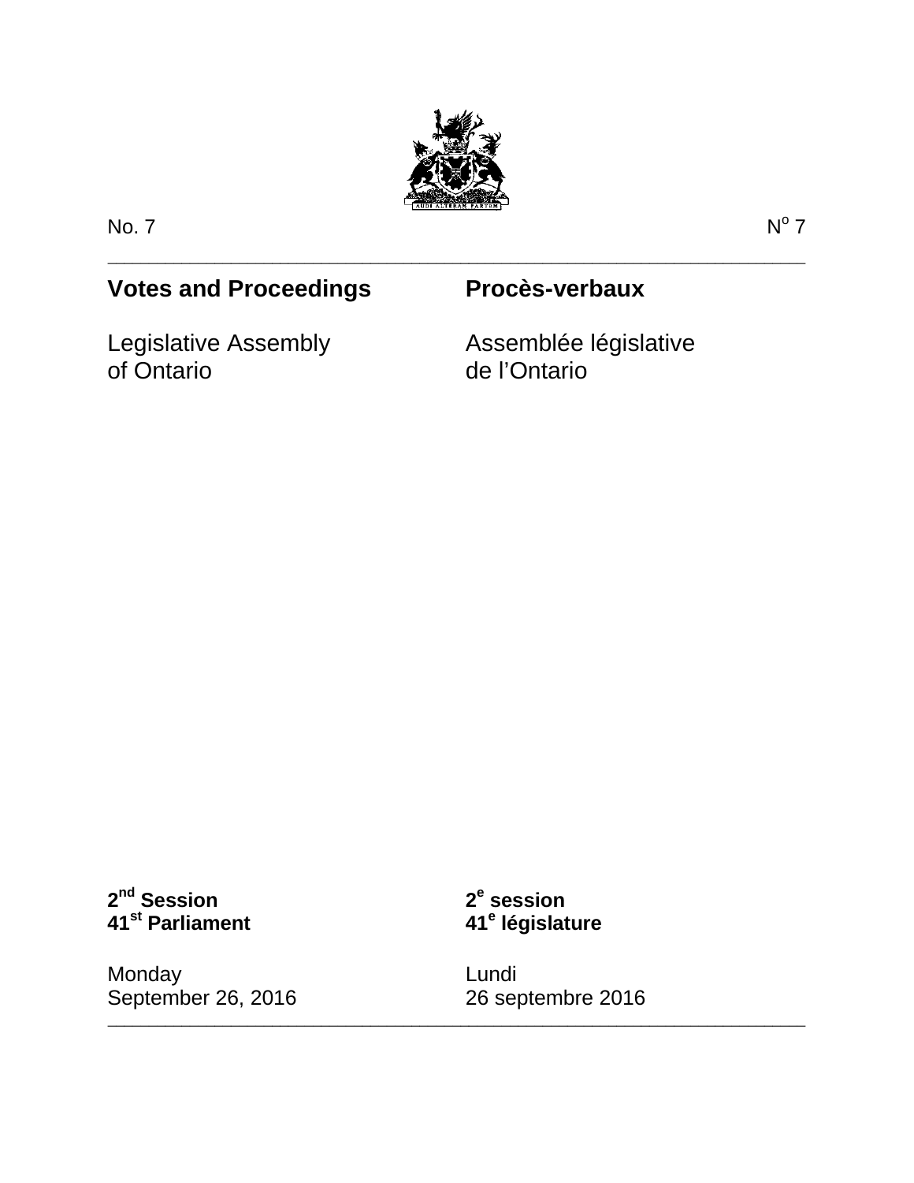No. 7 — N[o] 7

# Votes and Proceedings

# Procès-verbaux

Legislative Assembly of Ontario

Assemblée législative de l’Ontario

**2nd Session**
**41st Parliament**

**2e session**
**41e législature**

Monday
September 26, 2016

Lundi
26 septembre 2016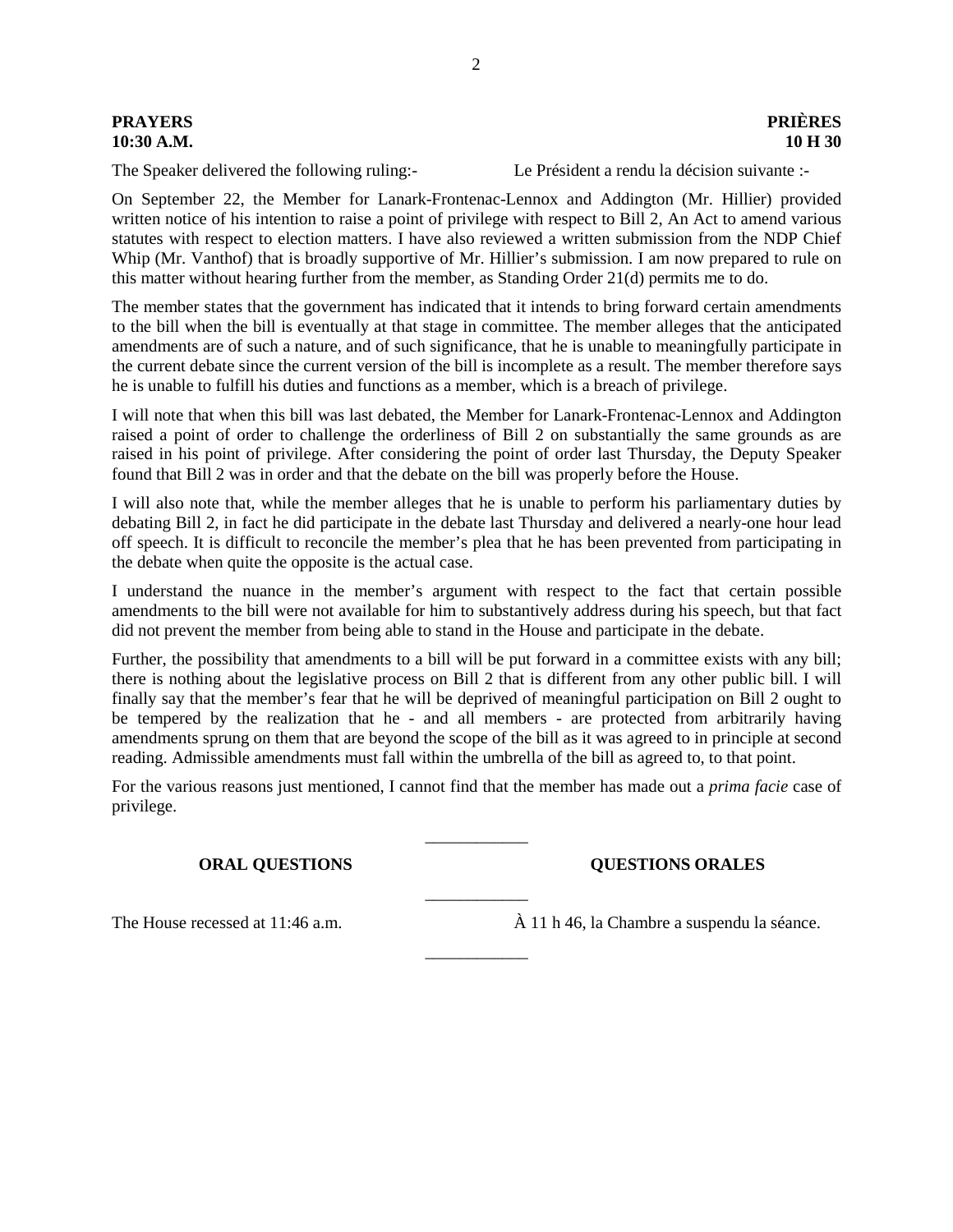**PRAYERS**
**10:30 A.M.**

**PRIÈRES**
**10 H 30**

The Speaker delivered the following ruling:-

Le Président a rendu la décision suivante :-

On September 22, the Member for Lanark-Frontenac-Lennox and Addington (Mr. Hillier) provided written notice of his intention to raise a point of privilege with respect to Bill 2, An Act to amend various statutes with respect to election matters. I have also reviewed a written submission from the NDP Chief Whip (Mr. Vanthof) that is broadly supportive of Mr. Hillier's submission. I am now prepared to rule on this matter without hearing further from the member, as Standing Order 21(d) permits me to do.

The member states that the government has indicated that it intends to bring forward certain amendments to the bill when the bill is eventually at that stage in committee. The member alleges that the anticipated amendments are of such a nature, and of such significance, that he is unable to meaningfully participate in the current debate since the current version of the bill is incomplete as a result. The member therefore says he is unable to fulfill his duties and functions as a member, which is a breach of privilege.

I will note that when this bill was last debated, the Member for Lanark-Frontenac-Lennox and Addington raised a point of order to challenge the orderliness of Bill 2 on substantially the same grounds as are raised in his point of privilege. After considering the point of order last Thursday, the Deputy Speaker found that Bill 2 was in order and that the debate on the bill was properly before the House.

I will also note that, while the member alleges that he is unable to perform his parliamentary duties by debating Bill 2, in fact he did participate in the debate last Thursday and delivered a nearly-one hour lead off speech. It is difficult to reconcile the member's plea that he has been prevented from participating in the debate when quite the opposite is the actual case.

I understand the nuance in the member's argument with respect to the fact that certain possible amendments to the bill were not available for him to substantively address during his speech, but that fact did not prevent the member from being able to stand in the House and participate in the debate.

Further, the possibility that amendments to a bill will be put forward in a committee exists with any bill; there is nothing about the legislative process on Bill 2 that is different from any other public bill. I will finally say that the member's fear that he will be deprived of meaningful participation on Bill 2 ought to be tempered by the realization that he - and all members - are protected from arbitrarily having amendments sprung on them that are beyond the scope of the bill as it was agreed to in principle at second reading. Admissible amendments must fall within the umbrella of the bill as agreed to, to that point.

For the various reasons just mentioned, I cannot find that the member has made out a *prima facie* case of privilege.

\_\_\_\_\_\_\_\_\_\_\_\_

**ORAL QUESTIONS**

**QUESTIONS ORALES**

\_\_\_\_\_\_\_\_\_\_\_\_

The House recessed at 11:46 a.m.

À 11 h 46, la Chambre a suspendu la séance.

\_\_\_\_\_\_\_\_\_\_\_\_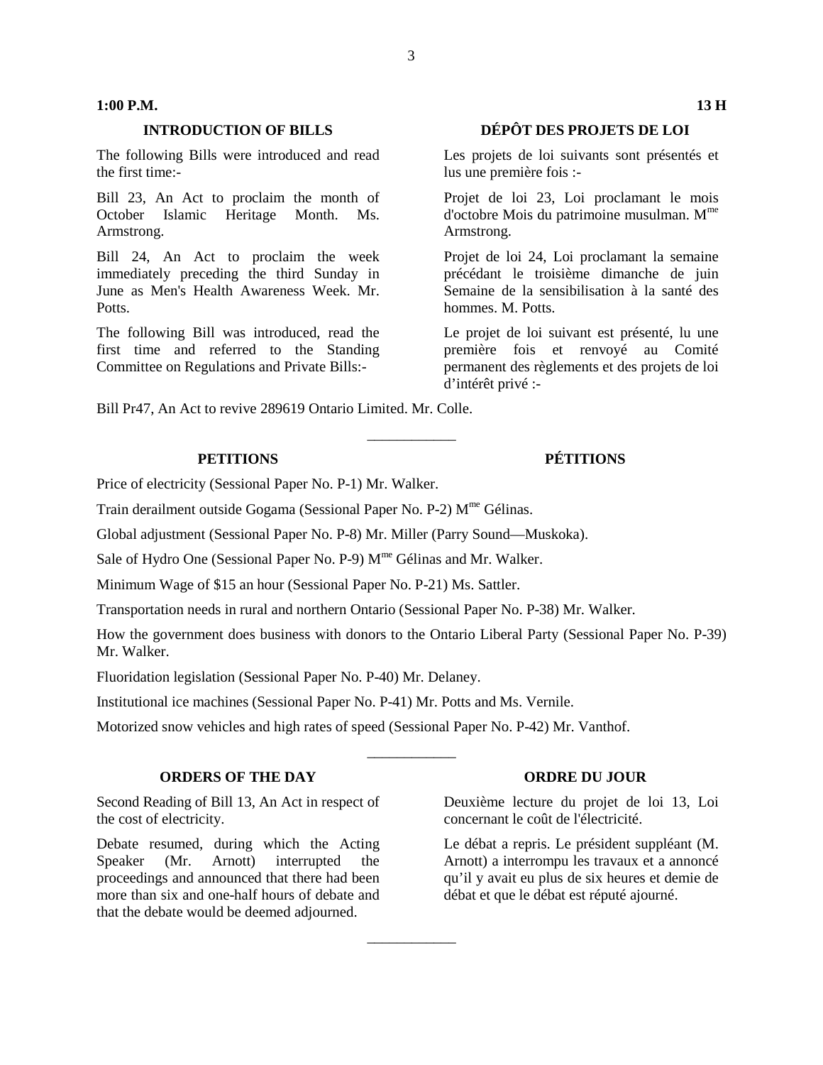**1:00 P.M.**

## INTRODUCTION OF BILLS

The following Bills were introduced and read the first time:-

Bill 23, An Act to proclaim the month of October Islamic Heritage Month. Ms. Armstrong.

Bill 24, An Act to proclaim the week immediately preceding the third Sunday in June as Men's Health Awareness Week. Mr. Potts.

The following Bill was introduced, read the first time and referred to the Standing Committee on Regulations and Private Bills:-

**13 H**

## DÉPÔT DES PROJETS DE LOI

Les projets de loi suivants sont présentés et lus une première fois :-

Projet de loi 23, Loi proclamant le mois d'octobre Mois du patrimoine musulman. Mme Armstrong.

Projet de loi 24, Loi proclamant la semaine précédant le troisième dimanche de juin Semaine de la sensibilisation à la santé des hommes. M. Potts.

Le projet de loi suivant est présenté, lu une première fois et renvoyé au Comité permanent des règlements et des projets de loi d'intérêt privé :-

Bill Pr47, An Act to revive 289619 Ontario Limited. Mr. Colle.

---

## PETITIONS / PÉTITIONS

Price of electricity (Sessional Paper No. P-1) Mr. Walker.

Train derailment outside Gogama (Sessional Paper No. P-2) Mme Gélinas.

Global adjustment (Sessional Paper No. P-8) Mr. Miller (Parry Sound—Muskoka).

Sale of Hydro One (Sessional Paper No. P-9) Mme Gélinas and Mr. Walker.

Minimum Wage of $15 an hour (Sessional Paper No. P-21) Ms. Sattler.

Transportation needs in rural and northern Ontario (Sessional Paper No. P-38) Mr. Walker.

How the government does business with donors to the Ontario Liberal Party (Sessional Paper No. P-39) Mr. Walker.

Fluoridation legislation (Sessional Paper No. P-40) Mr. Delaney.

Institutional ice machines (Sessional Paper No. P-41) Mr. Potts and Ms. Vernile.

Motorized snow vehicles and high rates of speed (Sessional Paper No. P-42) Mr. Vanthof.

---

## ORDERS OF THE DAY

Second Reading of Bill 13, An Act in respect of the cost of electricity.

Debate resumed, during which the Acting Speaker (Mr. Arnott) interrupted the proceedings and announced that there had been more than six and one-half hours of debate and that the debate would be deemed adjourned.

## ORDRE DU JOUR

Deuxième lecture du projet de loi 13, Loi concernant le coût de l'électricité.

Le débat a repris. Le président suppléant (M. Arnott) a interrompu les travaux et a annoncé qu'il y avait eu plus de six heures et demie de débat et que le débat est réputé ajourné.

---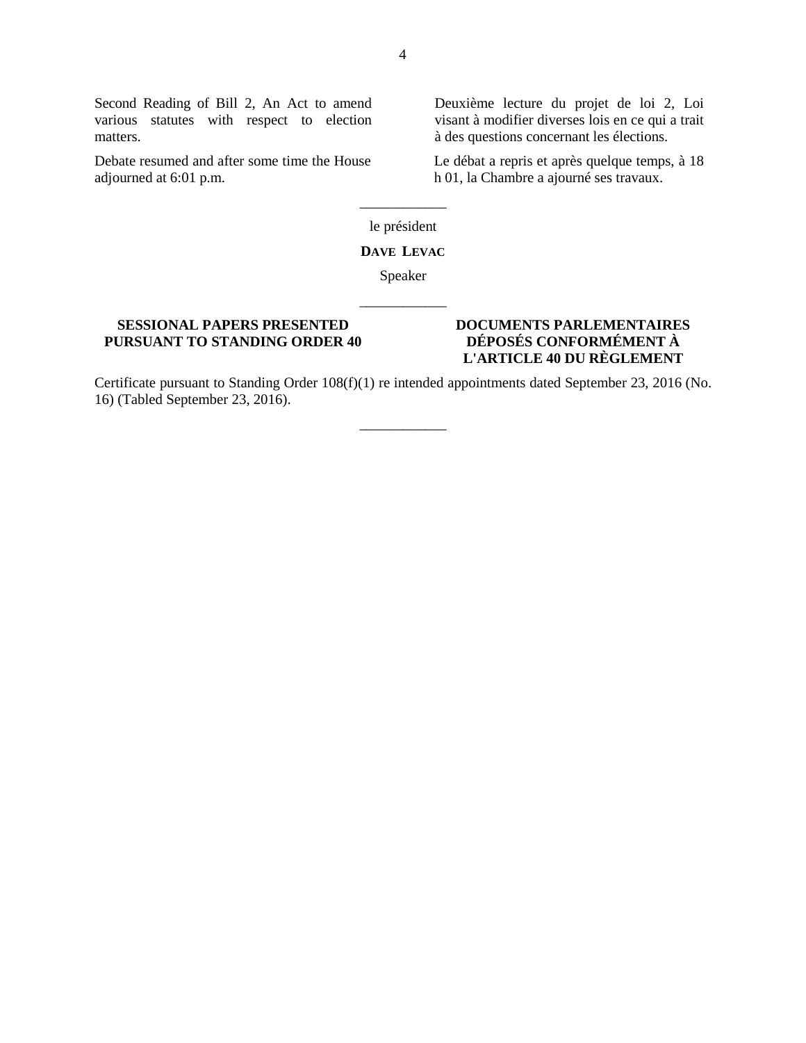Second Reading of Bill 2, An Act to amend various statutes with respect to election matters.

Debate resumed and after some time the House adjourned at 6:01 p.m.

Deuxième lecture du projet de loi 2, Loi visant à modifier diverses lois en ce qui a trait à des questions concernant les élections.

Le débat a repris et après quelque temps, à 18 h 01, la Chambre a ajourné ses travaux.

\_\_\_\_\_\_\_\_\_\_\_\_

le président

**DAVE LEVAC**

Speaker

\_\_\_\_\_\_\_\_\_\_\_\_

**SESSIONAL PAPERS PRESENTED PURSUANT TO STANDING ORDER 40**

**DOCUMENTS PARLEMENTAIRES DÉPOSÉS CONFORMÉMENT À L'ARTICLE 40 DU RÈGLEMENT**

Certificate pursuant to Standing Order 108(f)(1) re intended appointments dated September 23, 2016 (No. 16) (Tabled September 23, 2016).

\_\_\_\_\_\_\_\_\_\_\_\_